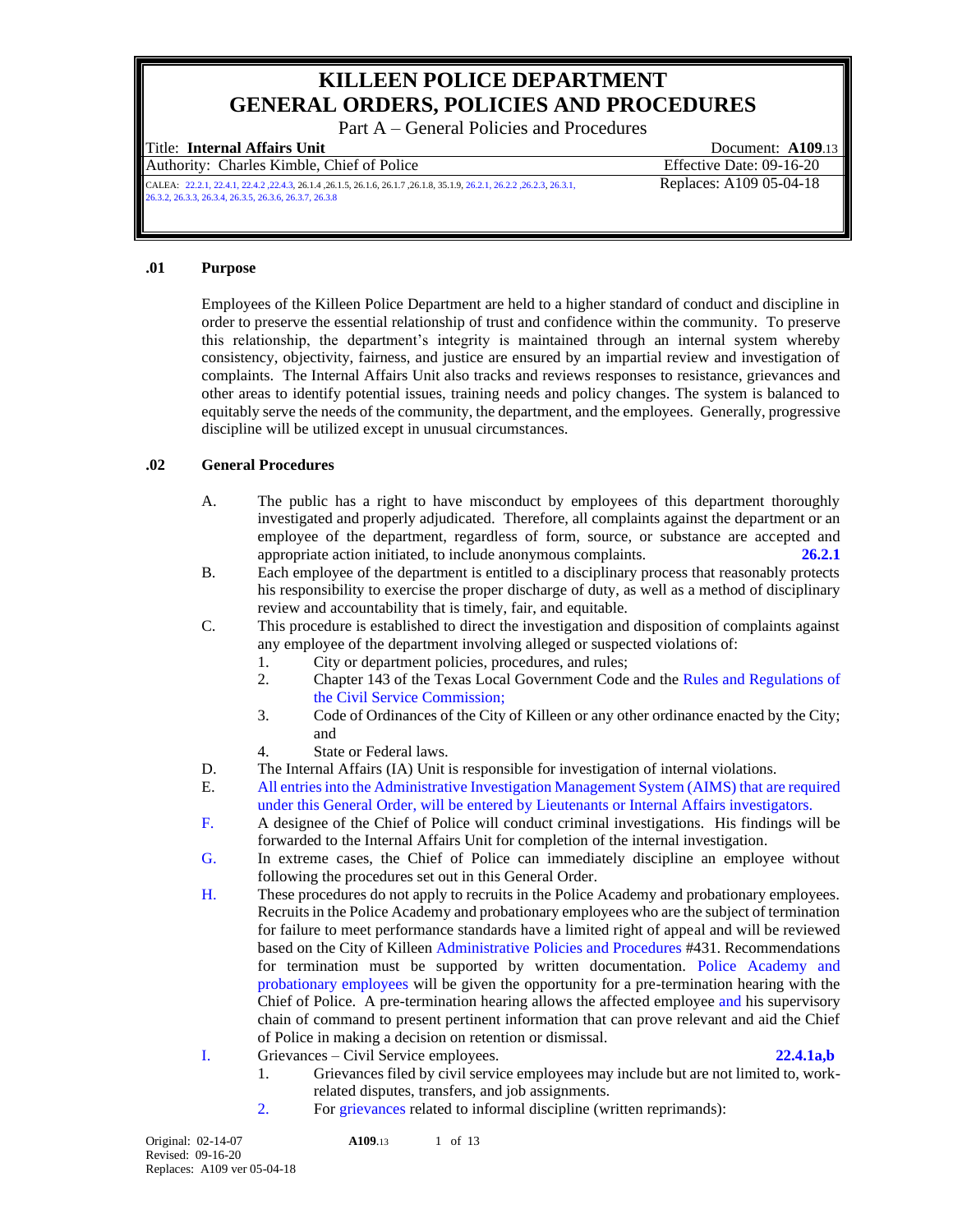# KILLEEN POLICE DEPARTMENT
# GENERAL ORDERS, POLICIES AND PROCEDURES

Part A – General Policies and Procedures

| | |
|---|---|
| Title: **Internal Affairs Unit** | Document: **A109**.13 |
| Authority: Charles Kimble, Chief of Police | Effective Date: 09-16-20 |
| CALEA: 22.2.1, 22.4.1, 22.4.2 ,22.4.3, 26.1.4 ,26.1.5, 26.1.6, 26.1.7 ,26.1.8, 35.1.9, 26.2.1, 26.2.2 ,26.2.3, 26.3.1, 26.3.2, 26.3.3, 26.3.4, 26.3.5, 26.3.6, 26.3.7, 26.3.8 | Replaces: A109 05-04-18 |

**.01 Purpose**

Employees of the Killeen Police Department are held to a higher standard of conduct and discipline in order to preserve the essential relationship of trust and confidence within the community. To preserve this relationship, the department's integrity is maintained through an internal system whereby consistency, objectivity, fairness, and justice are ensured by an impartial review and investigation of complaints. The Internal Affairs Unit also tracks and reviews responses to resistance, grievances and other areas to identify potential issues, training needs and policy changes. The system is balanced to equitably serve the needs of the community, the department, and the employees. Generally, progressive discipline will be utilized except in unusual circumstances.

**.02 General Procedures**

A. The public has a right to have misconduct by employees of this department thoroughly investigated and properly adjudicated. Therefore, all complaints against the department or an employee of the department, regardless of form, source, or substance are accepted and appropriate action initiated, to include anonymous complaints. **26.2.1**

B. Each employee of the department is entitled to a disciplinary process that reasonably protects his responsibility to exercise the proper discharge of duty, as well as a method of disciplinary review and accountability that is timely, fair, and equitable.

C. This procedure is established to direct the investigation and disposition of complaints against any employee of the department involving alleged or suspected violations of:

1. City or department policies, procedures, and rules;
2. Chapter 143 of the Texas Local Government Code and the Rules and Regulations of the Civil Service Commission;
3. Code of Ordinances of the City of Killeen or any other ordinance enacted by the City; and
4. State or Federal laws.

D. The Internal Affairs (IA) Unit is responsible for investigation of internal violations.

E. All entries into the Administrative Investigation Management System (AIMS) that are required under this General Order, will be entered by Lieutenants or Internal Affairs investigators.

F. A designee of the Chief of Police will conduct criminal investigations. His findings will be forwarded to the Internal Affairs Unit for completion of the internal investigation.

G. In extreme cases, the Chief of Police can immediately discipline an employee without following the procedures set out in this General Order.

H. These procedures do not apply to recruits in the Police Academy and probationary employees. Recruits in the Police Academy and probationary employees who are the subject of termination for failure to meet performance standards have a limited right of appeal and will be reviewed based on the City of Killeen Administrative Policies and Procedures #431. Recommendations for termination must be supported by written documentation. Police Academy and probationary employees will be given the opportunity for a pre-termination hearing with the Chief of Police. A pre-termination hearing allows the affected employee and his supervisory chain of command to present pertinent information that can prove relevant and aid the Chief of Police in making a decision on retention or dismissal.

I. Grievances – Civil Service employees. **22.4.1a,b**

1. Grievances filed by civil service employees may include but are not limited to, work-related disputes, transfers, and job assignments.
2. For grievances related to informal discipline (written reprimands):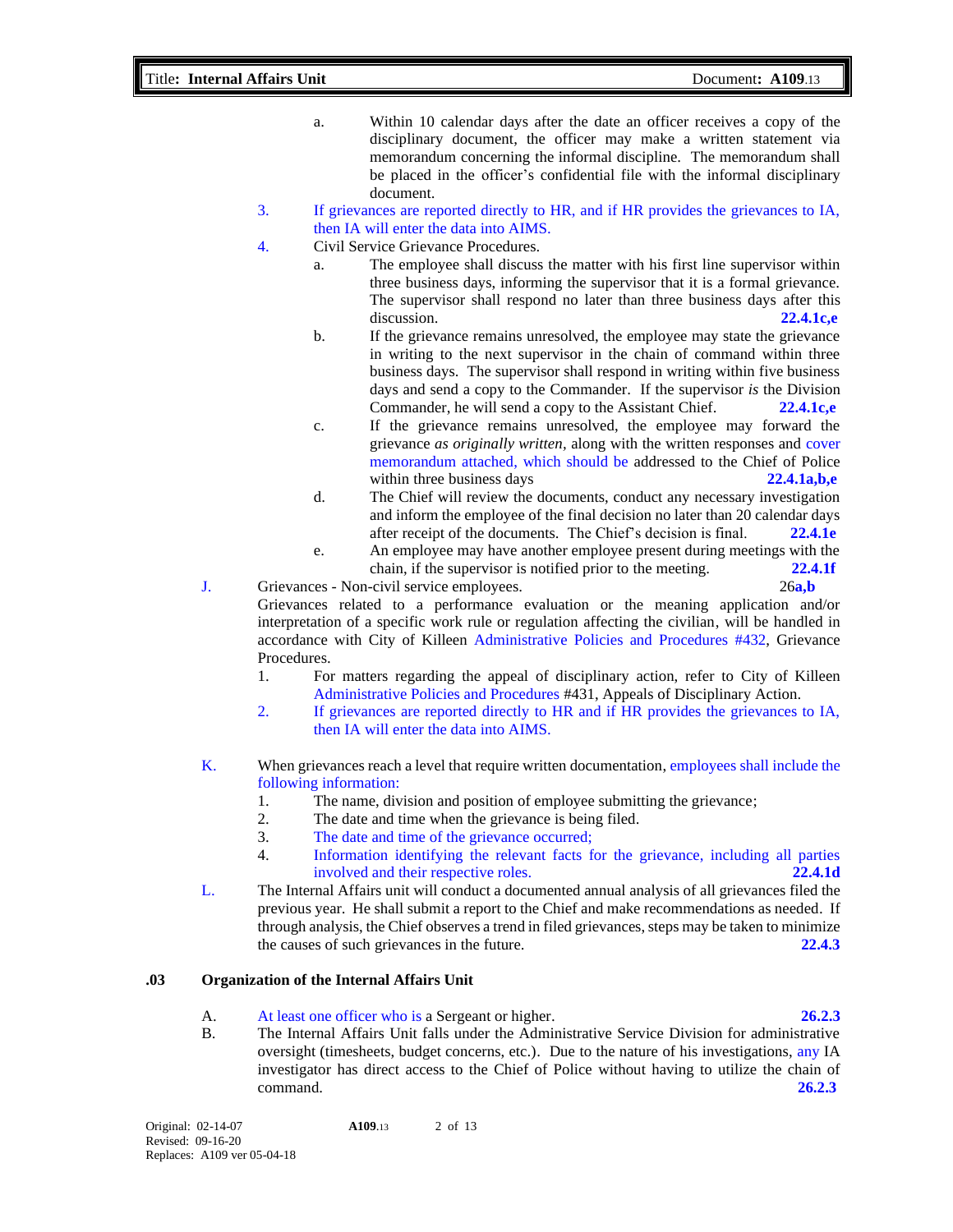a. Within 10 calendar days after the date an officer receives a copy of the disciplinary document, the officer may make a written statement via memorandum concerning the informal discipline. The memorandum shall be placed in the officer's confidential file with the informal disciplinary document.

3. If grievances are reported directly to HR, and if HR provides the grievances to IA, then IA will enter the data into AIMS.

4. Civil Service Grievance Procedures.
   a. The employee shall discuss the matter with his first line supervisor within three business days, informing the supervisor that it is a formal grievance. The supervisor shall respond no later than three business days after this discussion. **22.4.1c,e**
   b. If the grievance remains unresolved, the employee may state the grievance in writing to the next supervisor in the chain of command within three business days. The supervisor shall respond in writing within five business days and send a copy to the Commander. If the supervisor *is* the Division Commander, he will send a copy to the Assistant Chief. **22.4.1c,e**
   c. If the grievance remains unresolved, the employee may forward the grievance *as originally written*, along with the written responses and cover memorandum attached, which should be addressed to the Chief of Police within three business days **22.4.1a,b,e**
   d. The Chief will review the documents, conduct any necessary investigation and inform the employee of the final decision no later than 20 calendar days after receipt of the documents. The Chief's decision is final. **22.4.1e**
   e. An employee may have another employee present during meetings with the chain, if the supervisor is notified prior to the meeting. **22.4.1f**

J. Grievances - Non-civil service employees. 26**a,b**

Grievances related to a performance evaluation or the meaning application and/or interpretation of a specific work rule or regulation affecting the civilian, will be handled in accordance with City of Killeen Administrative Policies and Procedures #432, Grievance Procedures.

1. For matters regarding the appeal of disciplinary action, refer to City of Killeen Administrative Policies and Procedures #431, Appeals of Disciplinary Action.
2. If grievances are reported directly to HR and if HR provides the grievances to IA, then IA will enter the data into AIMS.

K. When grievances reach a level that require written documentation, employees shall include the following information:

1. The name, division and position of employee submitting the grievance;
2. The date and time when the grievance is being filed.
3. The date and time of the grievance occurred;
4. Information identifying the relevant facts for the grievance, including all parties involved and their respective roles. **22.4.1d**

L. The Internal Affairs unit will conduct a documented annual analysis of all grievances filed the previous year. He shall submit a report to the Chief and make recommendations as needed. If through analysis, the Chief observes a trend in filed grievances, steps may be taken to minimize the causes of such grievances in the future. **22.4.3**

## .03 Organization of the Internal Affairs Unit

A. At least one officer who is a Sergeant or higher. **26.2.3**

B. The Internal Affairs Unit falls under the Administrative Service Division for administrative oversight (timesheets, budget concerns, etc.). Due to the nature of his investigations, any IA investigator has direct access to the Chief of Police without having to utilize the chain of command. **26.2.3**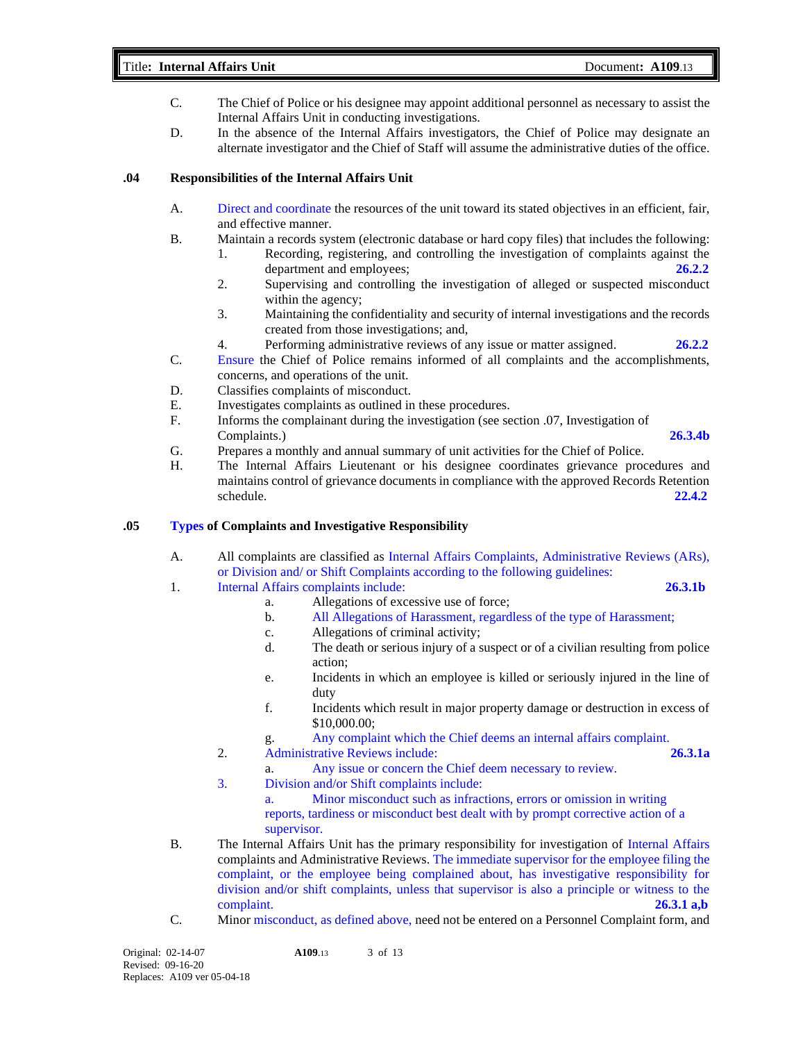C. The Chief of Police or his designee may appoint additional personnel as necessary to assist the Internal Affairs Unit in conducting investigations.

D. In the absence of the Internal Affairs investigators, the Chief of Police may designate an alternate investigator and the Chief of Staff will assume the administrative duties of the office.

## .04 Responsibilities of the Internal Affairs Unit

A. Direct and coordinate the resources of the unit toward its stated objectives in an efficient, fair, and effective manner.

B. Maintain a records system (electronic database or hard copy files) that includes the following:
   1. Recording, registering, and controlling the investigation of complaints against the department and employees; **26.2.2**
   2. Supervising and controlling the investigation of alleged or suspected misconduct within the agency;
   3. Maintaining the confidentiality and security of internal investigations and the records created from those investigations; and,
   4. Performing administrative reviews of any issue or matter assigned. **26.2.2**

C. Ensure the Chief of Police remains informed of all complaints and the accomplishments, concerns, and operations of the unit.

D. Classifies complaints of misconduct.

E. Investigates complaints as outlined in these procedures.

F. Informs the complainant during the investigation (see section .07, Investigation of Complaints.) **26.3.4b**

G. Prepares a monthly and annual summary of unit activities for the Chief of Police.

H. The Internal Affairs Lieutenant or his designee coordinates grievance procedures and maintains control of grievance documents in compliance with the approved Records Retention schedule. **22.4.2**

## .05 Types of Complaints and Investigative Responsibility

A. All complaints are classified as Internal Affairs Complaints, Administrative Reviews (ARs), or Division and/ or Shift Complaints according to the following guidelines:

1. Internal Affairs complaints include: **26.3.1b**
   a. Allegations of excessive use of force;
   b. All Allegations of Harassment, regardless of the type of Harassment;
   c. Allegations of criminal activity;
   d. The death or serious injury of a suspect or of a civilian resulting from police action;
   e. Incidents in which an employee is killed or seriously injured in the line of duty
   f. Incidents which result in major property damage or destruction in excess of $10,000.00;
   g. Any complaint which the Chief deems an internal affairs complaint.

2. Administrative Reviews include: **26.3.1a**
   a. Any issue or concern the Chief deem necessary to review.

3. Division and/or Shift complaints include:
   a. Minor misconduct such as infractions, errors or omission in writing reports, tardiness or misconduct best dealt with by prompt corrective action of a supervisor.

B. The Internal Affairs Unit has the primary responsibility for investigation of Internal Affairs complaints and Administrative Reviews. The immediate supervisor for the employee filing the complaint, or the employee being complained about, has investigative responsibility for division and/or shift complaints, unless that supervisor is also a principle or witness to the complaint. **26.3.1 a,b**

C. Minor misconduct, as defined above, need not be entered on a Personnel Complaint form, and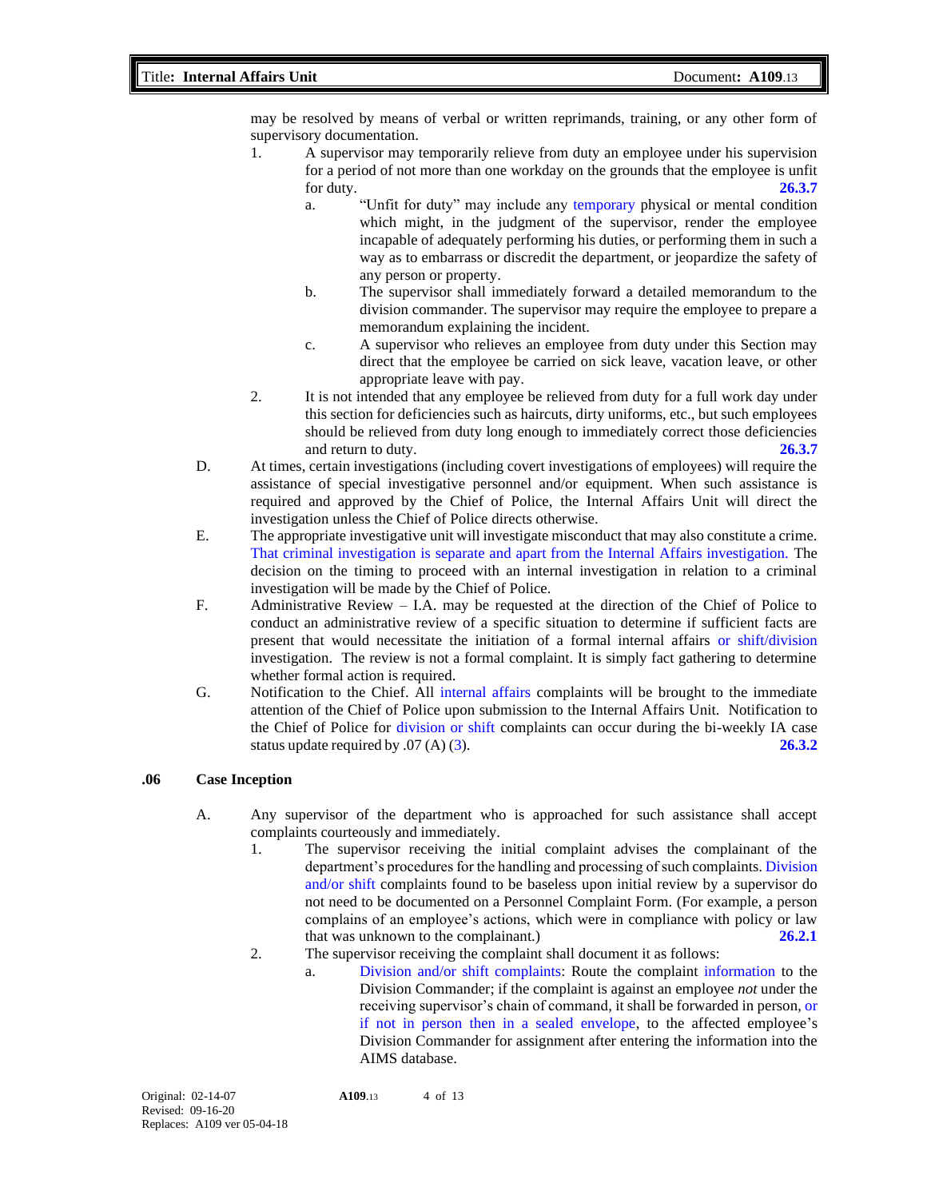may be resolved by means of verbal or written reprimands, training, or any other form of supervisory documentation.

1. A supervisor may temporarily relieve from duty an employee under his supervision for a period of not more than one workday on the grounds that the employee is unfit for duty. **26.3.7**
   a. "Unfit for duty" may include any temporary physical or mental condition which might, in the judgment of the supervisor, render the employee incapable of adequately performing his duties, or performing them in such a way as to embarrass or discredit the department, or jeopardize the safety of any person or property.
   b. The supervisor shall immediately forward a detailed memorandum to the division commander. The supervisor may require the employee to prepare a memorandum explaining the incident.
   c. A supervisor who relieves an employee from duty under this Section may direct that the employee be carried on sick leave, vacation leave, or other appropriate leave with pay.
2. It is not intended that any employee be relieved from duty for a full work day under this section for deficiencies such as haircuts, dirty uniforms, etc., but such employees should be relieved from duty long enough to immediately correct those deficiencies and return to duty. **26.3.7**

D. At times, certain investigations (including covert investigations of employees) will require the assistance of special investigative personnel and/or equipment. When such assistance is required and approved by the Chief of Police, the Internal Affairs Unit will direct the investigation unless the Chief of Police directs otherwise.

E. The appropriate investigative unit will investigate misconduct that may also constitute a crime. That criminal investigation is separate and apart from the Internal Affairs investigation. The decision on the timing to proceed with an internal investigation in relation to a criminal investigation will be made by the Chief of Police.

F. Administrative Review – I.A. may be requested at the direction of the Chief of Police to conduct an administrative review of a specific situation to determine if sufficient facts are present that would necessitate the initiation of a formal internal affairs or shift/division investigation. The review is not a formal complaint. It is simply fact gathering to determine whether formal action is required.

G. Notification to the Chief. All internal affairs complaints will be brought to the immediate attention of the Chief of Police upon submission to the Internal Affairs Unit. Notification to the Chief of Police for division or shift complaints can occur during the bi-weekly IA case status update required by .07 (A) (3). **26.3.2**

## .06 Case Inception

A. Any supervisor of the department who is approached for such assistance shall accept complaints courteously and immediately.

1. The supervisor receiving the initial complaint advises the complainant of the department's procedures for the handling and processing of such complaints. Division and/or shift complaints found to be baseless upon initial review by a supervisor do not need to be documented on a Personnel Complaint Form. (For example, a person complains of an employee's actions, which were in compliance with policy or law that was unknown to the complainant.) **26.2.1**
2. The supervisor receiving the complaint shall document it as follows:
   a. Division and/or shift complaints: Route the complaint information to the Division Commander; if the complaint is against an employee *not* under the receiving supervisor's chain of command, it shall be forwarded in person, or if not in person then in a sealed envelope, to the affected employee's Division Commander for assignment after entering the information into the AIMS database.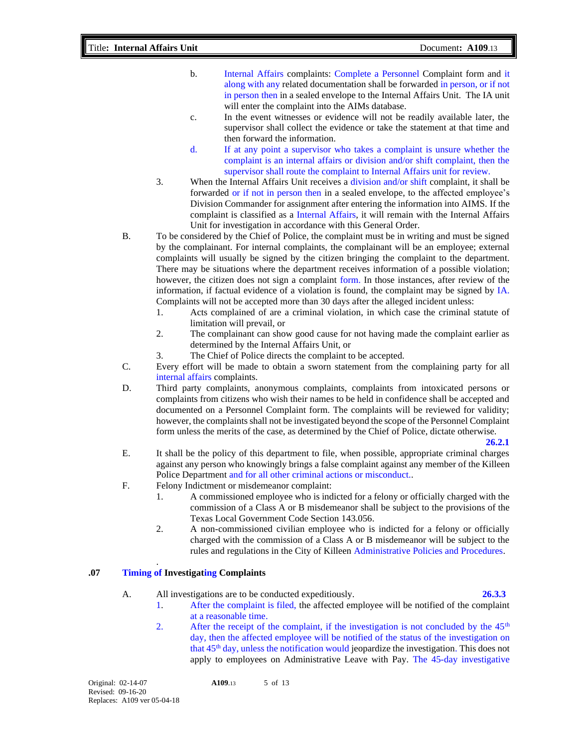b. Internal Affairs complaints: Complete a Personnel Complaint form and it along with any related documentation shall be forwarded in person, or if not in person then in a sealed envelope to the Internal Affairs Unit. The IA unit will enter the complaint into the AIMs database.

c. In the event witnesses or evidence will not be readily available later, the supervisor shall collect the evidence or take the statement at that time and then forward the information.

d. If at any point a supervisor who takes a complaint is unsure whether the complaint is an internal affairs or division and/or shift complaint, then the supervisor shall route the complaint to Internal Affairs unit for review.

3. When the Internal Affairs Unit receives a division and/or shift complaint, it shall be forwarded or if not in person then in a sealed envelope, to the affected employee's Division Commander for assignment after entering the information into AIMS. If the complaint is classified as a Internal Affairs, it will remain with the Internal Affairs Unit for investigation in accordance with this General Order.

B. To be considered by the Chief of Police, the complaint must be in writing and must be signed by the complainant. For internal complaints, the complainant will be an employee; external complaints will usually be signed by the citizen bringing the complaint to the department. There may be situations where the department receives information of a possible violation; however, the citizen does not sign a complaint form. In those instances, after review of the information, if factual evidence of a violation is found, the complaint may be signed by IA. Complaints will not be accepted more than 30 days after the alleged incident unless:

1. Acts complained of are a criminal violation, in which case the criminal statute of limitation will prevail, or
2. The complainant can show good cause for not having made the complaint earlier as determined by the Internal Affairs Unit, or
3. The Chief of Police directs the complaint to be accepted.

C. Every effort will be made to obtain a sworn statement from the complaining party for all internal affairs complaints.

D. Third party complaints, anonymous complaints, complaints from intoxicated persons or complaints from citizens who wish their names to be held in confidence shall be accepted and documented on a Personnel Complaint form. The complaints will be reviewed for validity; however, the complaints shall not be investigated beyond the scope of the Personnel Complaint form unless the merits of the case, as determined by the Chief of Police, dictate otherwise. **26.2.1**

E. It shall be the policy of this department to file, when possible, appropriate criminal charges against any person who knowingly brings a false complaint against any member of the Killeen Police Department and for all other criminal actions or misconduct..

F. Felony Indictment or misdemeanor complaint:

1. A commissioned employee who is indicted for a felony or officially charged with the commission of a Class A or B misdemeanor shall be subject to the provisions of the Texas Local Government Code Section 143.056.
2. A non-commissioned civilian employee who is indicted for a felony or officially charged with the commission of a Class A or B misdemeanor will be subject to the rules and regulations in the City of Killeen Administrative Policies and Procedures.

## .07 Timing of Investigating Complaints

A. All investigations are to be conducted expeditiously. **26.3.3**

1. After the complaint is filed, the affected employee will be notified of the complaint at a reasonable time.
2. After the receipt of the complaint, if the investigation is not concluded by the 45th day, then the affected employee will be notified of the status of the investigation on that 45th day, unless the notification would jeopardize the investigation. This does not apply to employees on Administrative Leave with Pay. The 45-day investigative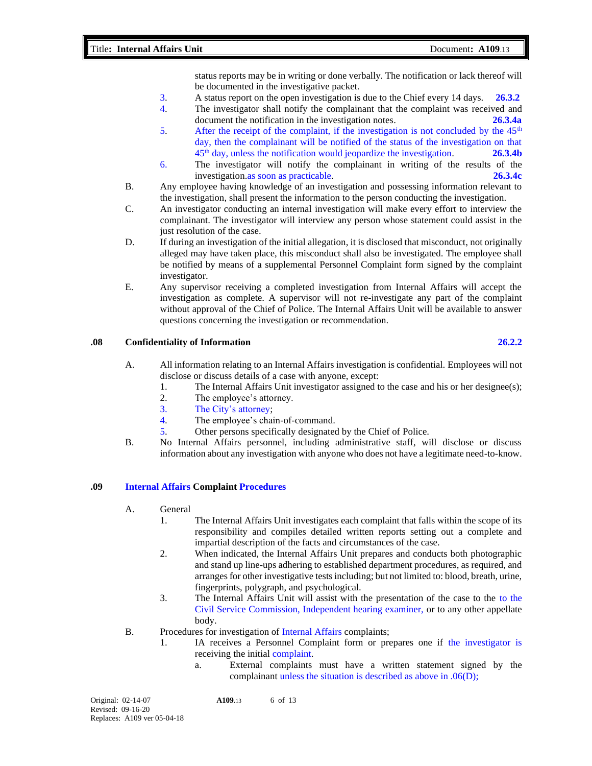status reports may be in writing or done verbally. The notification or lack thereof will be documented in the investigative packet.

3. A status report on the open investigation is due to the Chief every 14 days. **26.3.2**
4. The investigator shall notify the complainant that the complaint was received and document the notification in the investigation notes. **26.3.4a**
5. After the receipt of the complaint, if the investigation is not concluded by the 45th day, then the complainant will be notified of the status of the investigation on that 45th day, unless the notification would jeopardize the investigation. **26.3.4b**
6. The investigator will notify the complainant in writing of the results of the investigation.as soon as practicable. **26.3.4c**

B. Any employee having knowledge of an investigation and possessing information relevant to the investigation, shall present the information to the person conducting the investigation.

C. An investigator conducting an internal investigation will make every effort to interview the complainant. The investigator will interview any person whose statement could assist in the just resolution of the case.

D. If during an investigation of the initial allegation, it is disclosed that misconduct, not originally alleged may have taken place, this misconduct shall also be investigated. The employee shall be notified by means of a supplemental Personnel Complaint form signed by the complaint investigator.

E. Any supervisor receiving a completed investigation from Internal Affairs will accept the investigation as complete. A supervisor will not re-investigate any part of the complaint without approval of the Chief of Police. The Internal Affairs Unit will be available to answer questions concerning the investigation or recommendation.

## .08 Confidentiality of Information **26.2.2**

A. All information relating to an Internal Affairs investigation is confidential. Employees will not disclose or discuss details of a case with anyone, except:

1. The Internal Affairs Unit investigator assigned to the case and his or her designee(s);
2. The employee's attorney.
3. The City's attorney;
4. The employee's chain-of-command.
5. Other persons specifically designated by the Chief of Police.

B. No Internal Affairs personnel, including administrative staff, will disclose or discuss information about any investigation with anyone who does not have a legitimate need-to-know.

## .09 Internal Affairs Complaint Procedures

A. General

1. The Internal Affairs Unit investigates each complaint that falls within the scope of its responsibility and compiles detailed written reports setting out a complete and impartial description of the facts and circumstances of the case.
2. When indicated, the Internal Affairs Unit prepares and conducts both photographic and stand up line-ups adhering to established department procedures, as required, and arranges for other investigative tests including; but not limited to: blood, breath, urine, fingerprints, polygraph, and psychological.
3. The Internal Affairs Unit will assist with the presentation of the case to the to the Civil Service Commission, Independent hearing examiner, or to any other appellate body.

B. Procedures for investigation of Internal Affairs complaints;

1. IA receives a Personnel Complaint form or prepares one if the investigator is receiving the initial complaint.
   a. External complaints must have a written statement signed by the complainant unless the situation is described as above in .06(D);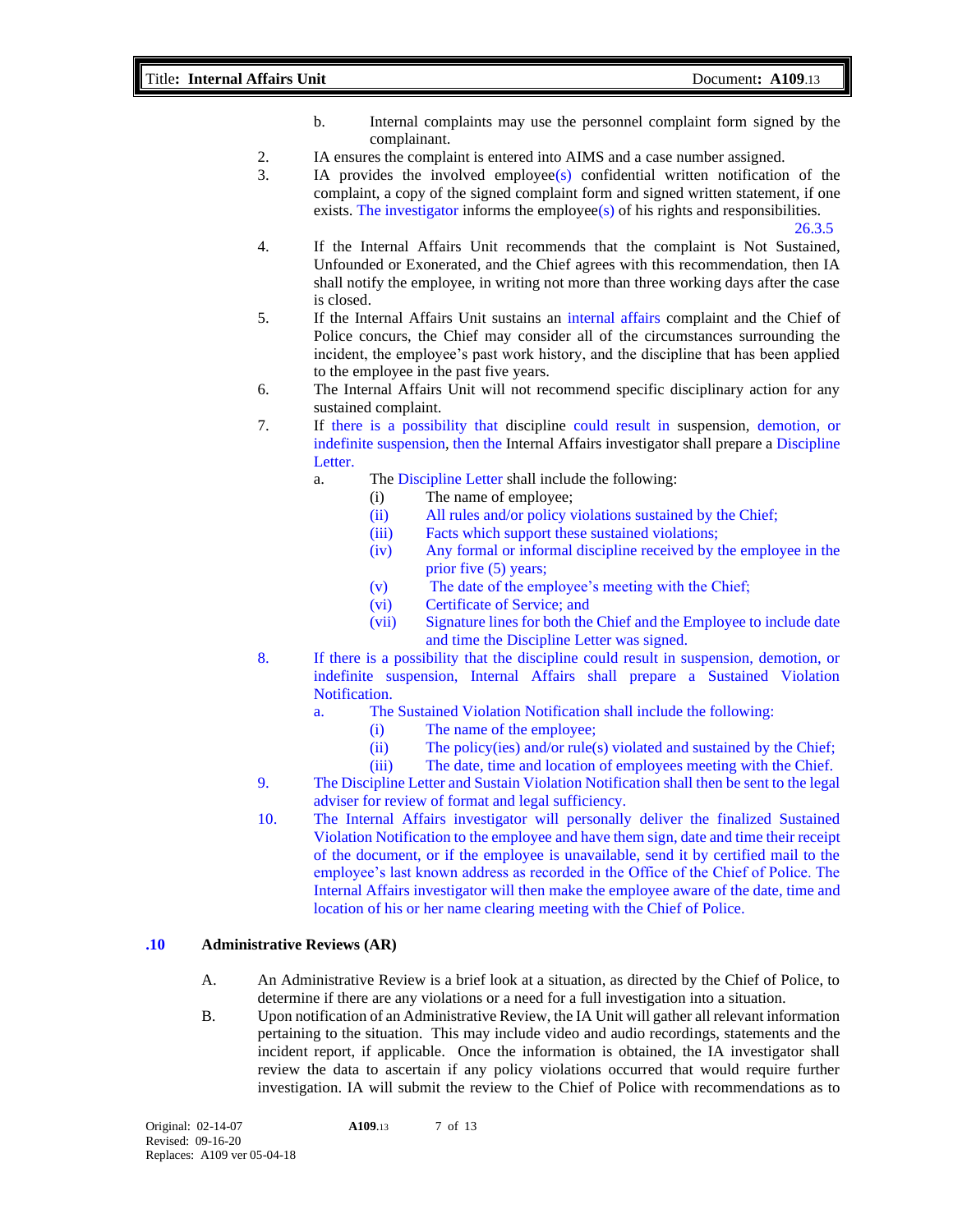b. Internal complaints may use the personnel complaint form signed by the complainant.

2. IA ensures the complaint is entered into AIMS and a case number assigned.
3. IA provides the involved employee(s) confidential written notification of the complaint, a copy of the signed complaint form and signed written statement, if one exists. The investigator informs the employee(s) of his rights and responsibilities. 26.3.5
4. If the Internal Affairs Unit recommends that the complaint is Not Sustained, Unfounded or Exonerated, and the Chief agrees with this recommendation, then IA shall notify the employee, in writing not more than three working days after the case is closed.
5. If the Internal Affairs Unit sustains an internal affairs complaint and the Chief of Police concurs, the Chief may consider all of the circumstances surrounding the incident, the employee's past work history, and the discipline that has been applied to the employee in the past five years.
6. The Internal Affairs Unit will not recommend specific disciplinary action for any sustained complaint.
7. If there is a possibility that discipline could result in suspension, demotion, or indefinite suspension, then the Internal Affairs investigator shall prepare a Discipline Letter.
   a. The Discipline Letter shall include the following:
      (i) The name of employee;
      (ii) All rules and/or policy violations sustained by the Chief;
      (iii) Facts which support these sustained violations;
      (iv) Any formal or informal discipline received by the employee in the prior five (5) years;
      (v) The date of the employee's meeting with the Chief;
      (vi) Certificate of Service; and
      (vii) Signature lines for both the Chief and the Employee to include date and time the Discipline Letter was signed.
8. If there is a possibility that the discipline could result in suspension, demotion, or indefinite suspension, Internal Affairs shall prepare a Sustained Violation Notification.
   a. The Sustained Violation Notification shall include the following:
      (i) The name of the employee;
      (ii) The policy(ies) and/or rule(s) violated and sustained by the Chief;
      (iii) The date, time and location of employees meeting with the Chief.
9. The Discipline Letter and Sustain Violation Notification shall then be sent to the legal adviser for review of format and legal sufficiency.
10. The Internal Affairs investigator will personally deliver the finalized Sustained Violation Notification to the employee and have them sign, date and time their receipt of the document, or if the employee is unavailable, send it by certified mail to the employee's last known address as recorded in the Office of the Chief of Police. The Internal Affairs investigator will then make the employee aware of the date, time and location of his or her name clearing meeting with the Chief of Police.

## .10 Administrative Reviews (AR)

A. An Administrative Review is a brief look at a situation, as directed by the Chief of Police, to determine if there are any violations or a need for a full investigation into a situation.

B. Upon notification of an Administrative Review, the IA Unit will gather all relevant information pertaining to the situation. This may include video and audio recordings, statements and the incident report, if applicable. Once the information is obtained, the IA investigator shall review the data to ascertain if any policy violations occurred that would require further investigation. IA will submit the review to the Chief of Police with recommendations as to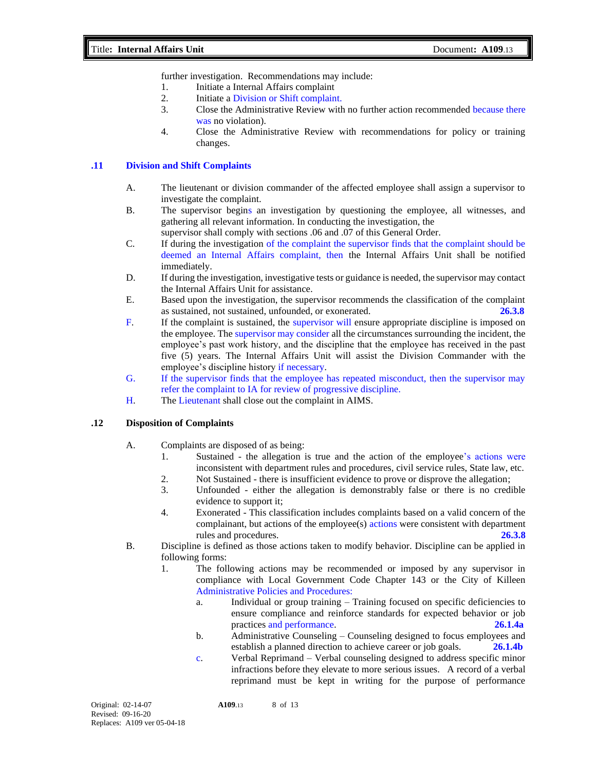further investigation. Recommendations may include:

1. Initiate a Internal Affairs complaint
2. Initiate a Division or Shift complaint.
3. Close the Administrative Review with no further action recommended because there was no violation).
4. Close the Administrative Review with recommendations for policy or training changes.

## .11 Division and Shift Complaints

A. The lieutenant or division commander of the affected employee shall assign a supervisor to investigate the complaint.

B. The supervisor begins an investigation by questioning the employee, all witnesses, and gathering all relevant information. In conducting the investigation, the supervisor shall comply with sections .06 and .07 of this General Order.

C. If during the investigation of the complaint the supervisor finds that the complaint should be deemed an Internal Affairs complaint, then the Internal Affairs Unit shall be notified immediately.

D. If during the investigation, investigative tests or guidance is needed, the supervisor may contact the Internal Affairs Unit for assistance.

E. Based upon the investigation, the supervisor recommends the classification of the complaint as sustained, not sustained, unfounded, or exonerated. **26.3.8**

F. If the complaint is sustained, the supervisor will ensure appropriate discipline is imposed on the employee. The supervisor may consider all the circumstances surrounding the incident, the employee's past work history, and the discipline that the employee has received in the past five (5) years. The Internal Affairs Unit will assist the Division Commander with the employee's discipline history if necessary.

G. If the supervisor finds that the employee has repeated misconduct, then the supervisor may refer the complaint to IA for review of progressive discipline.

H. The Lieutenant shall close out the complaint in AIMS.

## .12 Disposition of Complaints

A. Complaints are disposed of as being:

1. Sustained - the allegation is true and the action of the employee's actions were inconsistent with department rules and procedures, civil service rules, State law, etc.
2. Not Sustained - there is insufficient evidence to prove or disprove the allegation;
3. Unfounded - either the allegation is demonstrably false or there is no credible evidence to support it;
4. Exonerated - This classification includes complaints based on a valid concern of the complainant, but actions of the employee(s) actions were consistent with department rules and procedures. **26.3.8**

B. Discipline is defined as those actions taken to modify behavior. Discipline can be applied in following forms:

1. The following actions may be recommended or imposed by any supervisor in compliance with Local Government Code Chapter 143 or the City of Killeen Administrative Policies and Procedures:
   a. Individual or group training – Training focused on specific deficiencies to ensure compliance and reinforce standards for expected behavior or job practices and performance. **26.1.4a**
   b. Administrative Counseling – Counseling designed to focus employees and establish a planned direction to achieve career or job goals. **26.1.4b**
   c. Verbal Reprimand – Verbal counseling designed to address specific minor infractions before they elevate to more serious issues. A record of a verbal reprimand must be kept in writing for the purpose of performance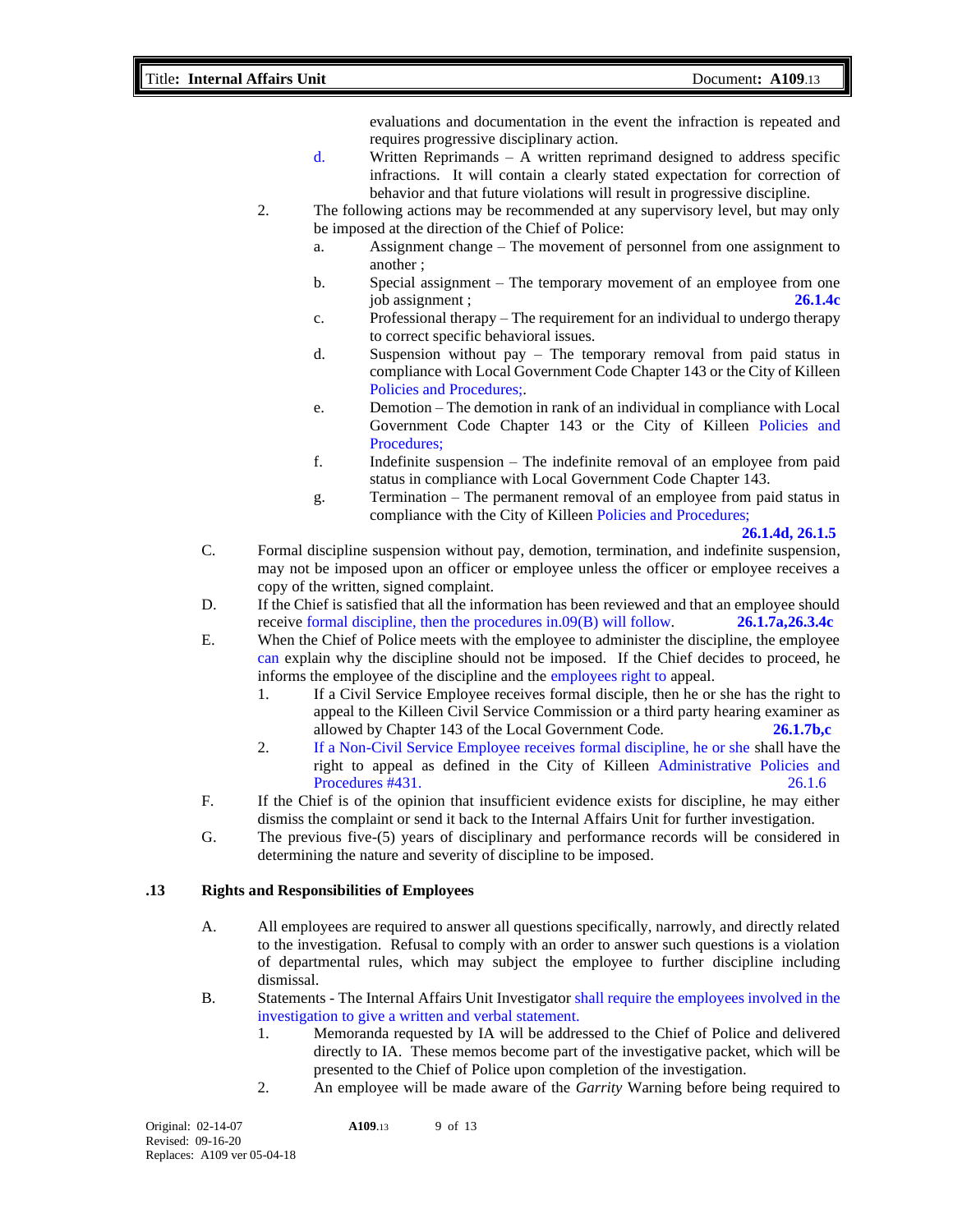evaluations and documentation in the event the infraction is repeated and requires progressive disciplinary action.

   d. Written Reprimands – A written reprimand designed to address specific infractions. It will contain a clearly stated expectation for correction of behavior and that future violations will result in progressive discipline.

2. The following actions may be recommended at any supervisory level, but may only be imposed at the direction of the Chief of Police:
   a. Assignment change – The movement of personnel from one assignment to another ;
   b. Special assignment – The temporary movement of an employee from one job assignment ; **26.1.4c**
   c. Professional therapy – The requirement for an individual to undergo therapy to correct specific behavioral issues.
   d. Suspension without pay – The temporary removal from paid status in compliance with Local Government Code Chapter 143 or the City of Killeen Policies and Procedures;.
   e. Demotion – The demotion in rank of an individual in compliance with Local Government Code Chapter 143 or the City of Killeen Policies and Procedures;
   f. Indefinite suspension – The indefinite removal of an employee from paid status in compliance with Local Government Code Chapter 143.
   g. Termination – The permanent removal of an employee from paid status in compliance with the City of Killeen Policies and Procedures;

**26.1.4d, 26.1.5**

C. Formal discipline suspension without pay, demotion, termination, and indefinite suspension, may not be imposed upon an officer or employee unless the officer or employee receives a copy of the written, signed complaint.

D. If the Chief is satisfied that all the information has been reviewed and that an employee should receive formal discipline, then the procedures in.09(B) will follow. **26.1.7a,26.3.4c**

E. When the Chief of Police meets with the employee to administer the discipline, the employee can explain why the discipline should not be imposed. If the Chief decides to proceed, he informs the employee of the discipline and the employees right to appeal.
   1. If a Civil Service Employee receives formal disciple, then he or she has the right to appeal to the Killeen Civil Service Commission or a third party hearing examiner as allowed by Chapter 143 of the Local Government Code. **26.1.7b,c**
   2. If a Non-Civil Service Employee receives formal discipline, he or she shall have the right to appeal as defined in the City of Killeen Administrative Policies and Procedures #431. 26.1.6

F. If the Chief is of the opinion that insufficient evidence exists for discipline, he may either dismiss the complaint or send it back to the Internal Affairs Unit for further investigation.

G. The previous five-(5) years of disciplinary and performance records will be considered in determining the nature and severity of discipline to be imposed.

## .13 Rights and Responsibilities of Employees

A. All employees are required to answer all questions specifically, narrowly, and directly related to the investigation. Refusal to comply with an order to answer such questions is a violation of departmental rules, which may subject the employee to further discipline including dismissal.

B. Statements - The Internal Affairs Unit Investigator shall require the employees involved in the investigation to give a written and verbal statement.
   1. Memoranda requested by IA will be addressed to the Chief of Police and delivered directly to IA. These memos become part of the investigative packet, which will be presented to the Chief of Police upon completion of the investigation.
   2. An employee will be made aware of the *Garrity* Warning before being required to

Original: 02-14-07
Revised: 09-16-20
Replaces: A109 ver 05-04-18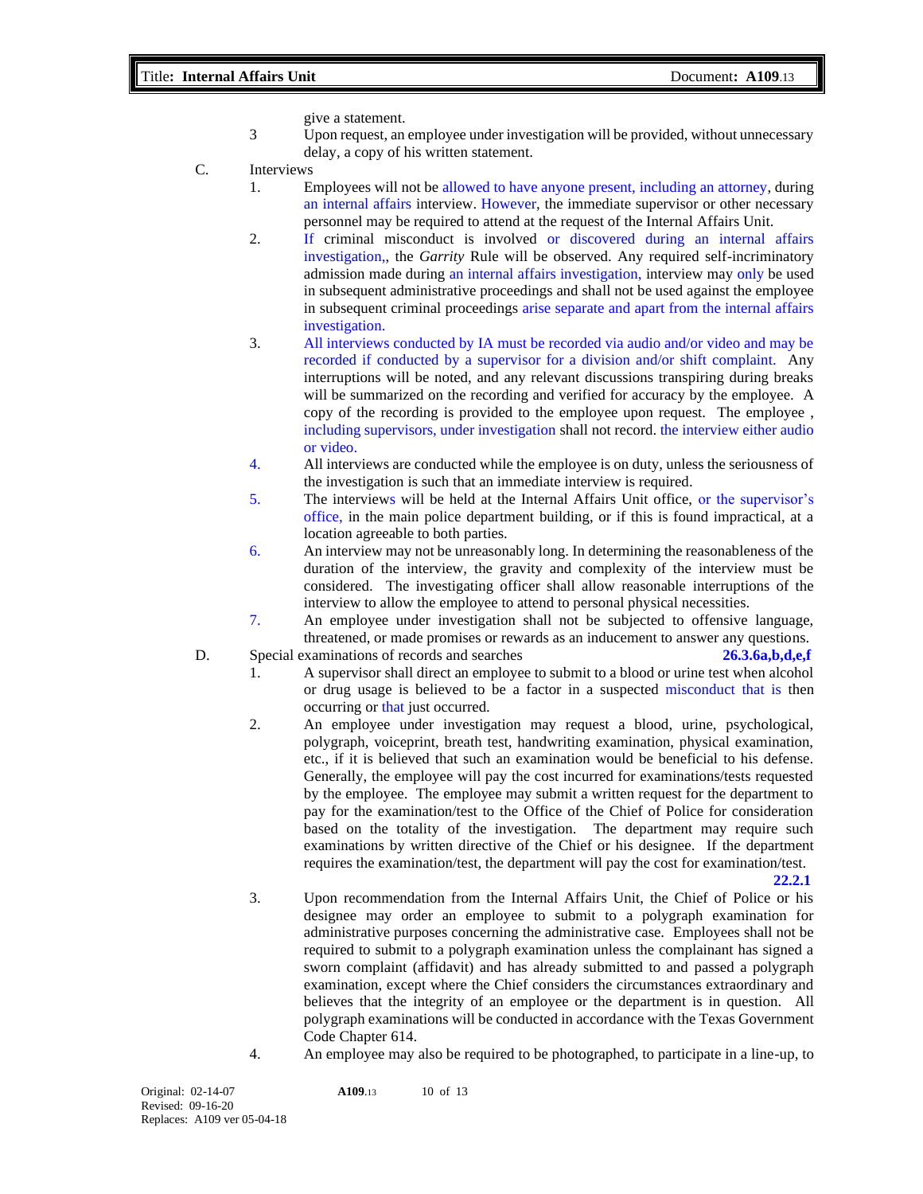give a statement.

3 Upon request, an employee under investigation will be provided, without unnecessary delay, a copy of his written statement.

C. Interviews

1. Employees will not be allowed to have anyone present, including an attorney, during an internal affairs interview. However, the immediate supervisor or other necessary personnel may be required to attend at the request of the Internal Affairs Unit.

2. If criminal misconduct is involved or discovered during an internal affairs investigation,, the *Garrity* Rule will be observed. Any required self-incriminatory admission made during an internal affairs investigation, interview may only be used in subsequent administrative proceedings and shall not be used against the employee in subsequent criminal proceedings arise separate and apart from the internal affairs investigation.

3. All interviews conducted by IA must be recorded via audio and/or video and may be recorded if conducted by a supervisor for a division and/or shift complaint. Any interruptions will be noted, and any relevant discussions transpiring during breaks will be summarized on the recording and verified for accuracy by the employee. A copy of the recording is provided to the employee upon request. The employee , including supervisors, under investigation shall not record. the interview either audio or video.

4. All interviews are conducted while the employee is on duty, unless the seriousness of the investigation is such that an immediate interview is required.

5. The interviews will be held at the Internal Affairs Unit office, or the supervisor's office, in the main police department building, or if this is found impractical, at a location agreeable to both parties.

6. An interview may not be unreasonably long. In determining the reasonableness of the duration of the interview, the gravity and complexity of the interview must be considered. The investigating officer shall allow reasonable interruptions of the interview to allow the employee to attend to personal physical necessities.

7. An employee under investigation shall not be subjected to offensive language, threatened, or made promises or rewards as an inducement to answer any questions.

D. Special examinations of records and searches **26.3.6a,b,d,e,f**

1. A supervisor shall direct an employee to submit to a blood or urine test when alcohol or drug usage is believed to be a factor in a suspected misconduct that is then occurring or that just occurred.

2. An employee under investigation may request a blood, urine, psychological, polygraph, voiceprint, breath test, handwriting examination, physical examination, etc., if it is believed that such an examination would be beneficial to his defense. Generally, the employee will pay the cost incurred for examinations/tests requested by the employee. The employee may submit a written request for the department to pay for the examination/test to the Office of the Chief of Police for consideration based on the totality of the investigation. The department may require such examinations by written directive of the Chief or his designee. If the department requires the examination/test, the department will pay the cost for examination/test. **22.2.1**

3. Upon recommendation from the Internal Affairs Unit, the Chief of Police or his designee may order an employee to submit to a polygraph examination for administrative purposes concerning the administrative case. Employees shall not be required to submit to a polygraph examination unless the complainant has signed a sworn complaint (affidavit) and has already submitted to and passed a polygraph examination, except where the Chief considers the circumstances extraordinary and believes that the integrity of an employee or the department is in question. All polygraph examinations will be conducted in accordance with the Texas Government Code Chapter 614.

4. An employee may also be required to be photographed, to participate in a line-up, to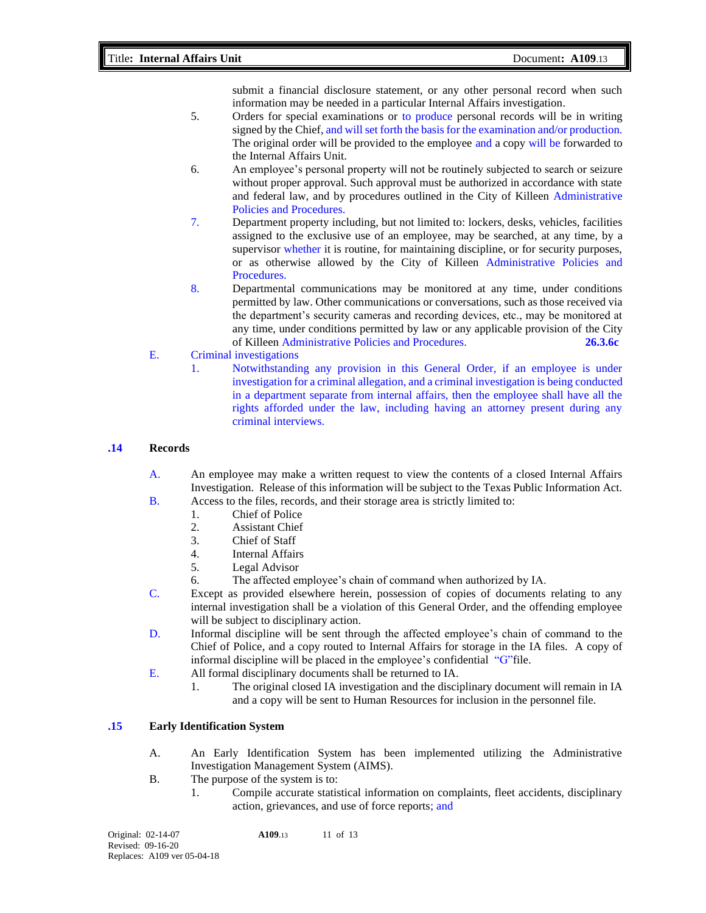submit a financial disclosure statement, or any other personal record when such information may be needed in a particular Internal Affairs investigation.

5. Orders for special examinations or to produce personal records will be in writing signed by the Chief, and will set forth the basis for the examination and/or production. The original order will be provided to the employee and a copy will be forwarded to the Internal Affairs Unit.
6. An employee's personal property will not be routinely subjected to search or seizure without proper approval. Such approval must be authorized in accordance with state and federal law, and by procedures outlined in the City of Killeen Administrative Policies and Procedures.
7. Department property including, but not limited to: lockers, desks, vehicles, facilities assigned to the exclusive use of an employee, may be searched, at any time, by a supervisor whether it is routine, for maintaining discipline, or for security purposes, or as otherwise allowed by the City of Killeen Administrative Policies and Procedures.
8. Departmental communications may be monitored at any time, under conditions permitted by law. Other communications or conversations, such as those received via the department's security cameras and recording devices, etc., may be monitored at any time, under conditions permitted by law or any applicable provision of the City of Killeen Administrative Policies and Procedures. **26.3.6c**

E. Criminal investigations

1. Notwithstanding any provision in this General Order, if an employee is under investigation for a criminal allegation, and a criminal investigation is being conducted in a department separate from internal affairs, then the employee shall have all the rights afforded under the law, including having an attorney present during any criminal interviews.

## .14 Records

A. An employee may make a written request to view the contents of a closed Internal Affairs Investigation. Release of this information will be subject to the Texas Public Information Act.

B. Access to the files, records, and their storage area is strictly limited to:

1. Chief of Police
2. Assistant Chief
3. Chief of Staff
4. Internal Affairs
5. Legal Advisor
6. The affected employee's chain of command when authorized by IA.

C. Except as provided elsewhere herein, possession of copies of documents relating to any internal investigation shall be a violation of this General Order, and the offending employee will be subject to disciplinary action.

D. Informal discipline will be sent through the affected employee's chain of command to the Chief of Police, and a copy routed to Internal Affairs for storage in the IA files. A copy of informal discipline will be placed in the employee's confidential "G" file.

E. All formal disciplinary documents shall be returned to IA.

1. The original closed IA investigation and the disciplinary document will remain in IA and a copy will be sent to Human Resources for inclusion in the personnel file.

## .15 Early Identification System

A. An Early Identification System has been implemented utilizing the Administrative Investigation Management System (AIMS).

B. The purpose of the system is to:

1. Compile accurate statistical information on complaints, fleet accidents, disciplinary action, grievances, and use of force reports; and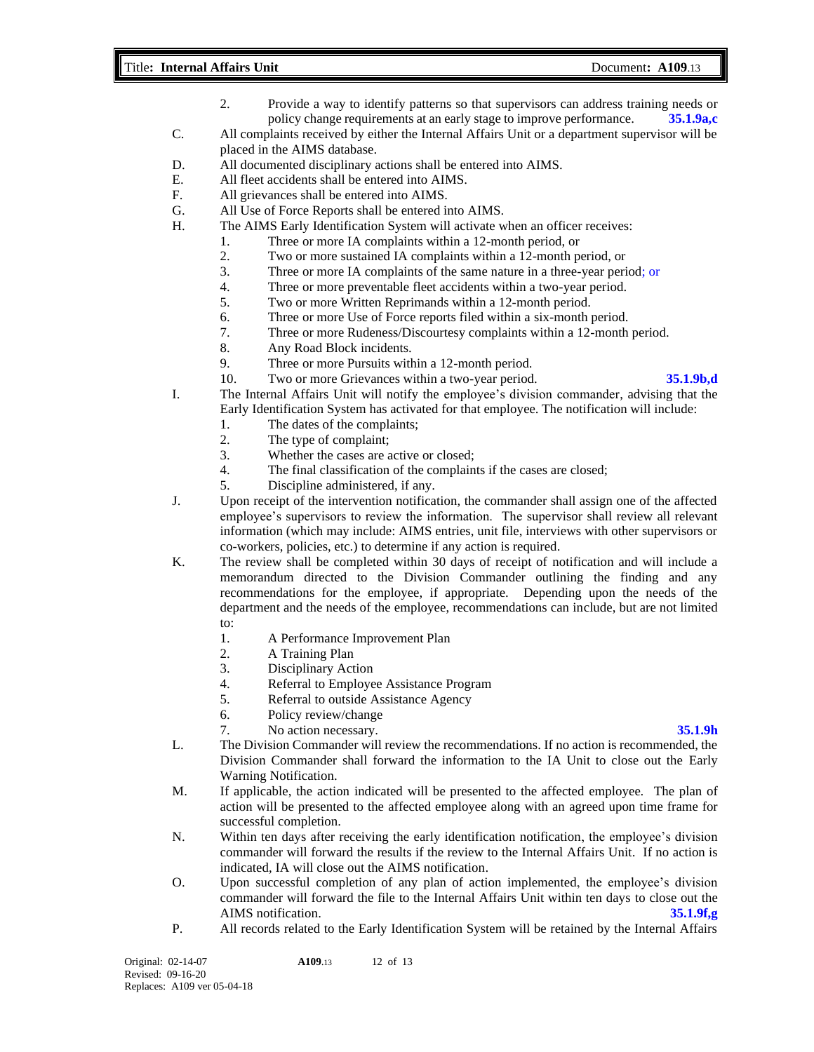2. Provide a way to identify patterns so that supervisors can address training needs or policy change requirements at an early stage to improve performance. **35.1.9a,c**

C. All complaints received by either the Internal Affairs Unit or a department supervisor will be placed in the AIMS database.

D. All documented disciplinary actions shall be entered into AIMS.

E. All fleet accidents shall be entered into AIMS.

F. All grievances shall be entered into AIMS.

G. All Use of Force Reports shall be entered into AIMS.

H. The AIMS Early Identification System will activate when an officer receives:
   1. Three or more IA complaints within a 12-month period, or
   2. Two or more sustained IA complaints within a 12-month period, or
   3. Three or more IA complaints of the same nature in a three-year period; or
   4. Three or more preventable fleet accidents within a two-year period.
   5. Two or more Written Reprimands within a 12-month period.
   6. Three or more Use of Force reports filed within a six-month period.
   7. Three or more Rudeness/Discourtesy complaints within a 12-month period.
   8. Any Road Block incidents.
   9. Three or more Pursuits within a 12-month period.
   10. Two or more Grievances within a two-year period. **35.1.9b,d**

I. The Internal Affairs Unit will notify the employee's division commander, advising that the Early Identification System has activated for that employee. The notification will include:
   1. The dates of the complaints;
   2. The type of complaint;
   3. Whether the cases are active or closed;
   4. The final classification of the complaints if the cases are closed;
   5. Discipline administered, if any.

J. Upon receipt of the intervention notification, the commander shall assign one of the affected employee's supervisors to review the information. The supervisor shall review all relevant information (which may include: AIMS entries, unit file, interviews with other supervisors or co-workers, policies, etc.) to determine if any action is required.

K. The review shall be completed within 30 days of receipt of notification and will include a memorandum directed to the Division Commander outlining the finding and any recommendations for the employee, if appropriate. Depending upon the needs of the department and the needs of the employee, recommendations can include, but are not limited to:
   1. A Performance Improvement Plan
   2. A Training Plan
   3. Disciplinary Action
   4. Referral to Employee Assistance Program
   5. Referral to outside Assistance Agency
   6. Policy review/change
   7. No action necessary. **35.1.9h**

L. The Division Commander will review the recommendations. If no action is recommended, the Division Commander shall forward the information to the IA Unit to close out the Early Warning Notification.

M. If applicable, the action indicated will be presented to the affected employee. The plan of action will be presented to the affected employee along with an agreed upon time frame for successful completion.

N. Within ten days after receiving the early identification notification, the employee's division commander will forward the results if the review to the Internal Affairs Unit. If no action is indicated, IA will close out the AIMS notification.

O. Upon successful completion of any plan of action implemented, the employee's division commander will forward the file to the Internal Affairs Unit within ten days to close out the AIMS notification. **35.1.9f,g**

P. All records related to the Early Identification System will be retained by the Internal Affairs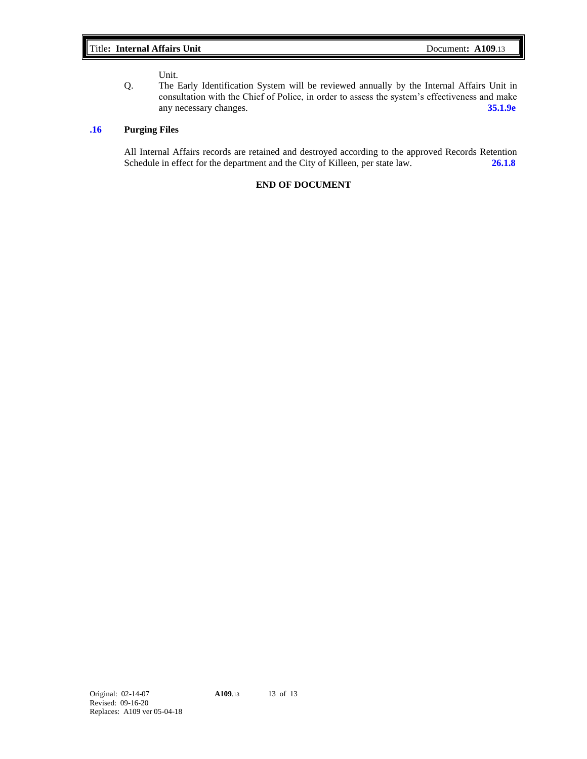Unit.

Q. The Early Identification System will be reviewed annually by the Internal Affairs Unit in consultation with the Chief of Police, in order to assess the system's effectiveness and make any necessary changes. **35.1.9e**

## .16 Purging Files

All Internal Affairs records are retained and destroyed according to the approved Records Retention Schedule in effect for the department and the City of Killeen, per state law. **26.1.8**

**END OF DOCUMENT**

Original: 02-14-07
Revised: 09-16-20
Replaces: A109 ver 05-04-18